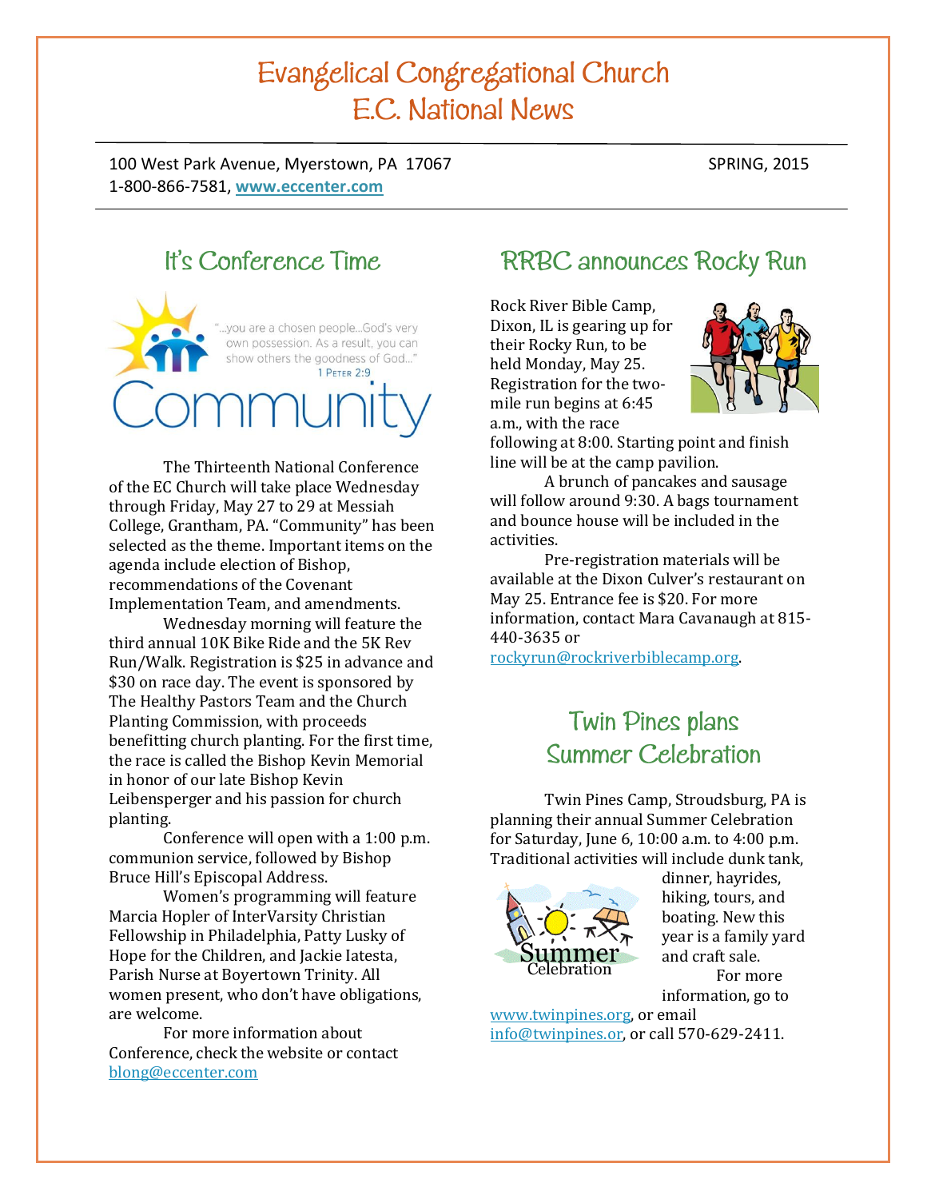# Evangelical Congregational Church
# E.C. National News

100 West Park Avenue, Myerstown, PA 17067
1-800-866-7581, **www.eccenter.com**

SPRING, 2015

## It's Conference Time

"...you are a chosen people...God's very own possession. As a result, you can show others the goodness of God..." 1 PETER 2:9

Community

The Thirteenth National Conference of the EC Church will take place Wednesday through Friday, May 27 to 29 at Messiah College, Grantham, PA. "Community" has been selected as the theme. Important items on the agenda include election of Bishop, recommendations of the Covenant Implementation Team, and amendments.

Wednesday morning will feature the third annual 10K Bike Ride and the 5K Rev Run/Walk. Registration is $25 in advance and $30 on race day. The event is sponsored by The Healthy Pastors Team and the Church Planting Commission, with proceeds benefitting church planting. For the first time, the race is called the Bishop Kevin Memorial in honor of our late Bishop Kevin Leibensperger and his passion for church planting.

Conference will open with a 1:00 p.m. communion service, followed by Bishop Bruce Hill's Episcopal Address.

Women's programming will feature Marcia Hopler of InterVarsity Christian Fellowship in Philadelphia, Patty Lusky of Hope for the Children, and Jackie Iatesta, Parish Nurse at Boyertown Trinity. All women present, who don't have obligations, are welcome.

For more information about Conference, check the website or contact blong@eccenter.com

## RRBC announces Rocky Run

Rock River Bible Camp, Dixon, IL is gearing up for their Rocky Run, to be held Monday, May 25. Registration for the two-mile run begins at 6:45 a.m., with the race following at 8:00. Starting point and finish line will be at the camp pavilion.

A brunch of pancakes and sausage will follow around 9:30. A bags tournament and bounce house will be included in the activities.

Pre-registration materials will be available at the Dixon Culver's restaurant on May 25. Entrance fee is $20. For more information, contact Mara Cavanaugh at 815-440-3635 or rockyrun@rockriverbiblecamp.org.

## Twin Pines plans Summer Celebration

Twin Pines Camp, Stroudsburg, PA is planning their annual Summer Celebration for Saturday, June 6, 10:00 a.m. to 4:00 p.m. Traditional activities will include dunk tank, dinner, hayrides, hiking, tours, and boating. New this year is a family yard and craft sale.

Summer Celebration

For more information, go to www.twinpines.org, or email info@twinpines.or, or call 570-629-2411.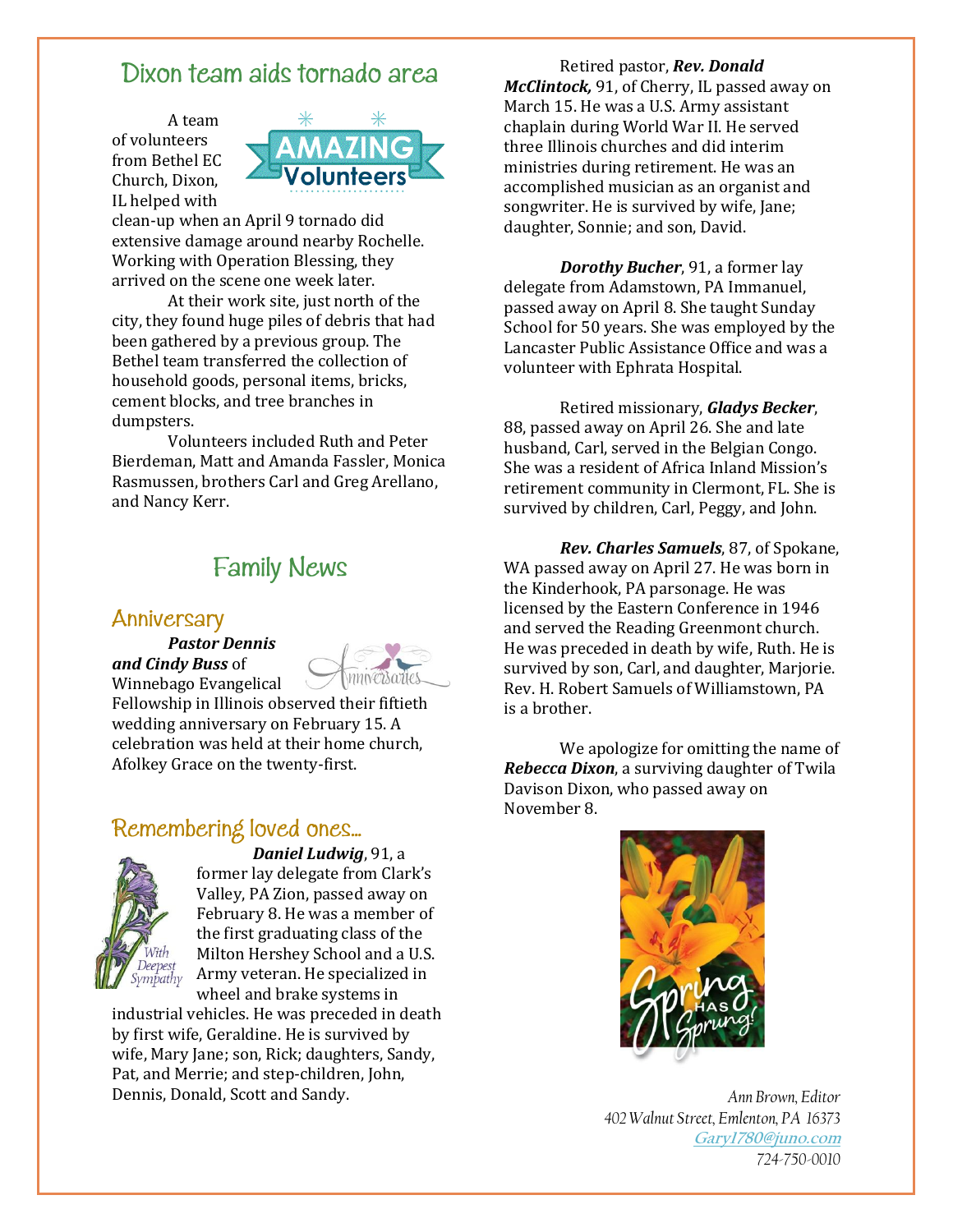## Dixon team aids tornado area

A team of volunteers from Bethel EC Church, Dixon, IL helped with clean-up when an April 9 tornado did extensive damage around nearby Rochelle. Working with Operation Blessing, they arrived on the scene one week later.

At their work site, just north of the city, they found huge piles of debris that had been gathered by a previous group. The Bethel team transferred the collection of household goods, personal items, bricks, cement blocks, and tree branches in dumpsters.

Volunteers included Ruth and Peter Bierdeman, Matt and Amanda Fassler, Monica Rasmussen, brothers Carl and Greg Arellano, and Nancy Kerr.

## Family News

### Anniversary

***Pastor Dennis and Cindy Buss*** of Winnebago Evangelical Fellowship in Illinois observed their fiftieth wedding anniversary on February 15. A celebration was held at their home church, Afolkey Grace on the twenty-first.

### Remembering loved ones...

***Daniel Ludwig***, 91, a former lay delegate from Clark's Valley, PA Zion, passed away on February 8. He was a member of the first graduating class of the Milton Hershey School and a U.S. Army veteran. He specialized in wheel and brake systems in industrial vehicles. He was preceded in death by first wife, Geraldine. He is survived by wife, Mary Jane; son, Rick; daughters, Sandy, Pat, and Merrie; and step-children, John, Dennis, Donald, Scott and Sandy.

Retired pastor, ***Rev. Donald McClintock,*** 91, of Cherry, IL passed away on March 15. He was a U.S. Army assistant chaplain during World War II. He served three Illinois churches and did interim ministries during retirement. He was an accomplished musician as an organist and songwriter. He is survived by wife, Jane; daughter, Sonnie; and son, David.

***Dorothy Bucher***, 91, a former lay delegate from Adamstown, PA Immanuel, passed away on April 8. She taught Sunday School for 50 years. She was employed by the Lancaster Public Assistance Office and was a volunteer with Ephrata Hospital.

Retired missionary, ***Gladys Becker***, 88, passed away on April 26. She and late husband, Carl, served in the Belgian Congo. She was a resident of Africa Inland Mission's retirement community in Clermont, FL. She is survived by children, Carl, Peggy, and John.

***Rev. Charles Samuels***, 87, of Spokane, WA passed away on April 27. He was born in the Kinderhook, PA parsonage. He was licensed by the Eastern Conference in 1946 and served the Reading Greenmont church. He was preceded in death by wife, Ruth. He is survived by son, Carl, and daughter, Marjorie. Rev. H. Robert Samuels of Williamstown, PA is a brother.

We apologize for omitting the name of ***Rebecca Dixon***, a surviving daughter of Twila Davison Dixon, who passed away on November 8.

*Ann Brown, Editor*
*402 Walnut Street, Emlenton, PA 16373*
*Gary1780@juno.com*
*724-750-0010*